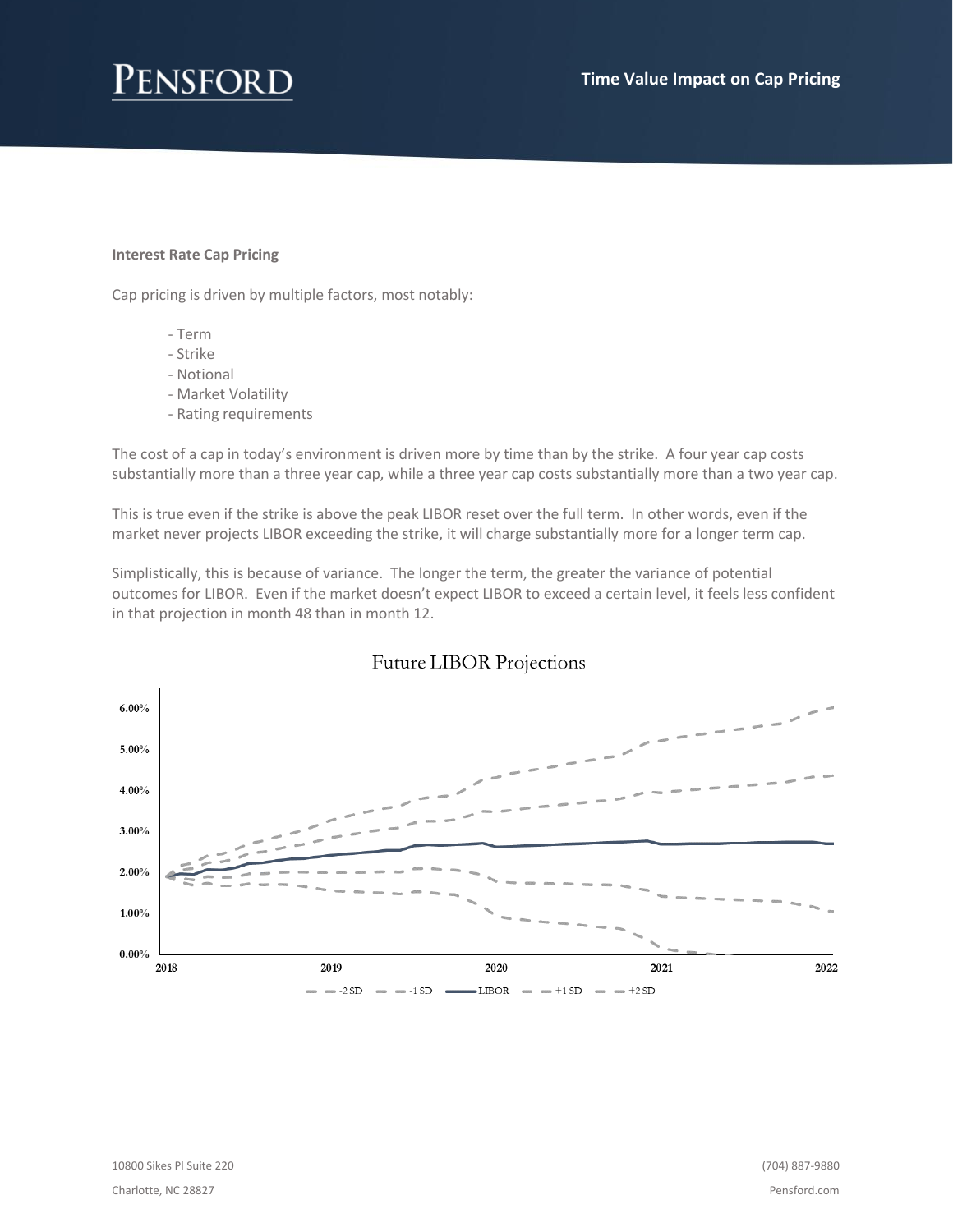**Interest Rate Cap Pricing**

Cap pricing is driven by multiple factors, most notably:

- Term
- Strike
- Notional
- Market Volatility
- Rating requirements

The cost of a cap in today's environment is driven more by time than by the strike. A four year cap costs substantially more than a three year cap, while a three year cap costs substantially more than a two year cap.

This is true even if the strike is above the peak LIBOR reset over the full term. In other words, even if the market never projects LIBOR exceeding the strike, it will charge substantially more for a longer term cap.

Simplistically, this is because of variance. The longer the term, the greater the variance of potential outcomes for LIBOR. Even if the market doesn't expect LIBOR to exceed a certain level, it feels less confident in that projection in month 48 than in month 12.

Future LIBOR Projections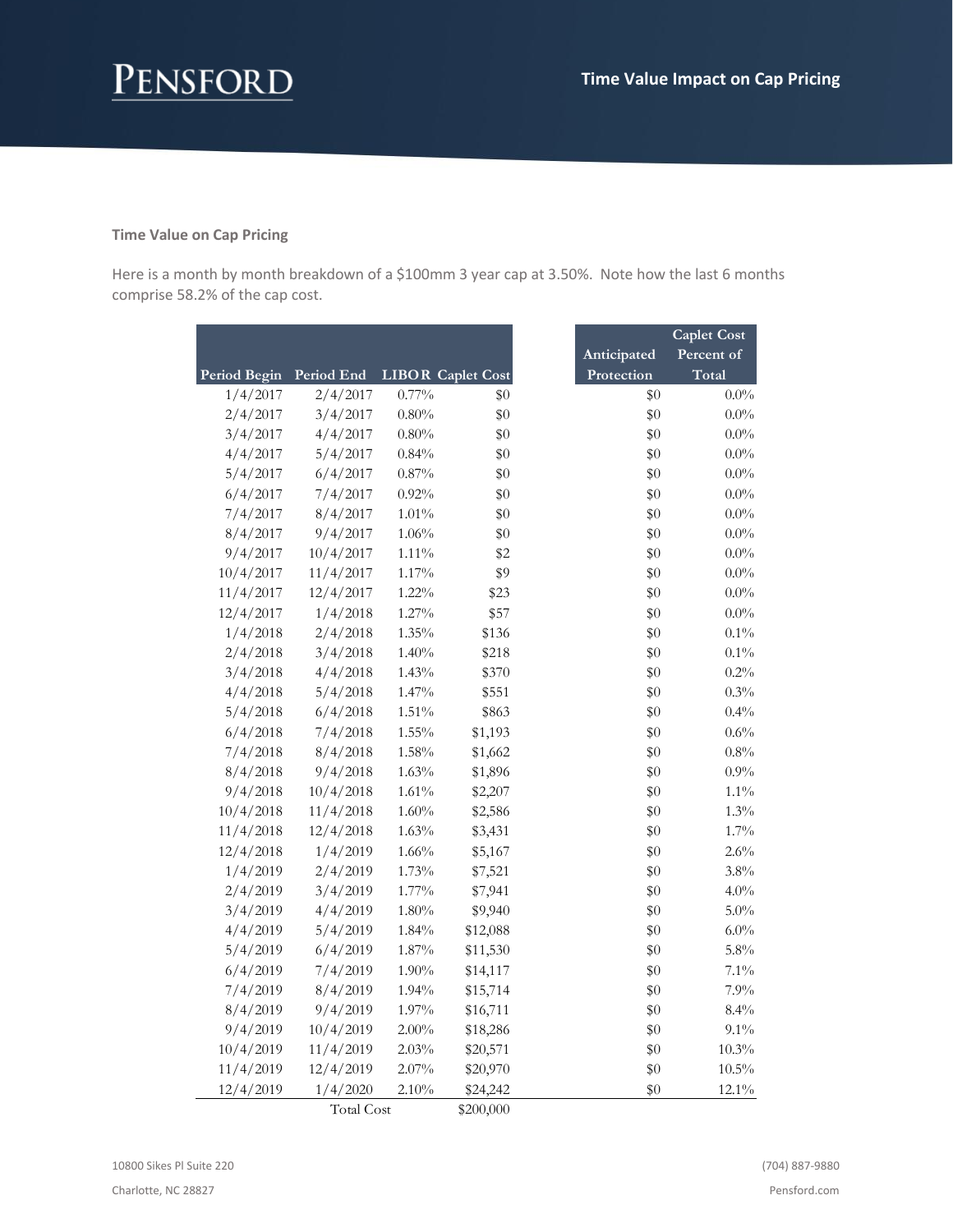## Time Value on Cap Pricing

Here is a month by month breakdown of a $100mm 3 year cap at 3.50%. Note how the last 6 months comprise 58.2% of the cap cost.

| Period Begin | Period End | LIBOR | Caplet Cost | | Anticipated Protection | Caplet Cost Percent of Total |
|---|---|---|---|---|---|---|
| 1/4/2017 | 2/4/2017 | 0.77% | $0 | | $0 | 0.0% |
| 2/4/2017 | 3/4/2017 | 0.80% | $0 | | $0 | 0.0% |
| 3/4/2017 | 4/4/2017 | 0.80% | $0 | | $0 | 0.0% |
| 4/4/2017 | 5/4/2017 | 0.84% | $0 | | $0 | 0.0% |
| 5/4/2017 | 6/4/2017 | 0.87% | $0 | | $0 | 0.0% |
| 6/4/2017 | 7/4/2017 | 0.92% | $0 | | $0 | 0.0% |
| 7/4/2017 | 8/4/2017 | 1.01% | $0 | | $0 | 0.0% |
| 8/4/2017 | 9/4/2017 | 1.06% | $0 | | $0 | 0.0% |
| 9/4/2017 | 10/4/2017 | 1.11% | $2 | | $0 | 0.0% |
| 10/4/2017 | 11/4/2017 | 1.17% | $9 | | $0 | 0.0% |
| 11/4/2017 | 12/4/2017 | 1.22% | $23 | | $0 | 0.0% |
| 12/4/2017 | 1/4/2018 | 1.27% | $57 | | $0 | 0.0% |
| 1/4/2018 | 2/4/2018 | 1.35% | $136 | | $0 | 0.1% |
| 2/4/2018 | 3/4/2018 | 1.40% | $218 | | $0 | 0.1% |
| 3/4/2018 | 4/4/2018 | 1.43% | $370 | | $0 | 0.2% |
| 4/4/2018 | 5/4/2018 | 1.47% | $551 | | $0 | 0.3% |
| 5/4/2018 | 6/4/2018 | 1.51% | $863 | | $0 | 0.4% |
| 6/4/2018 | 7/4/2018 | 1.55% | $1,193 | | $0 | 0.6% |
| 7/4/2018 | 8/4/2018 | 1.58% | $1,662 | | $0 | 0.8% |
| 8/4/2018 | 9/4/2018 | 1.63% | $1,896 | | $0 | 0.9% |
| 9/4/2018 | 10/4/2018 | 1.61% | $2,207 | | $0 | 1.1% |
| 10/4/2018 | 11/4/2018 | 1.60% | $2,586 | | $0 | 1.3% |
| 11/4/2018 | 12/4/2018 | 1.63% | $3,431 | | $0 | 1.7% |
| 12/4/2018 | 1/4/2019 | 1.66% | $5,167 | | $0 | 2.6% |
| 1/4/2019 | 2/4/2019 | 1.73% | $7,521 | | $0 | 3.8% |
| 2/4/2019 | 3/4/2019 | 1.77% | $7,941 | | $0 | 4.0% |
| 3/4/2019 | 4/4/2019 | 1.80% | $9,940 | | $0 | 5.0% |
| 4/4/2019 | 5/4/2019 | 1.84% | $12,088 | | $0 | 6.0% |
| 5/4/2019 | 6/4/2019 | 1.87% | $11,530 | | $0 | 5.8% |
| 6/4/2019 | 7/4/2019 | 1.90% | $14,117 | | $0 | 7.1% |
| 7/4/2019 | 8/4/2019 | 1.94% | $15,714 | | $0 | 7.9% |
| 8/4/2019 | 9/4/2019 | 1.97% | $16,711 | | $0 | 8.4% |
| 9/4/2019 | 10/4/2019 | 2.00% | $18,286 | | $0 | 9.1% |
| 10/4/2019 | 11/4/2019 | 2.03% | $20,571 | | $0 | 10.3% |
| 11/4/2019 | 12/4/2019 | 2.07% | $20,970 | | $0 | 10.5% |
| 12/4/2019 | 1/4/2020 | 2.10% | $24,242 | | $0 | 12.1% |
| | Total Cost | | $200,000 | | | |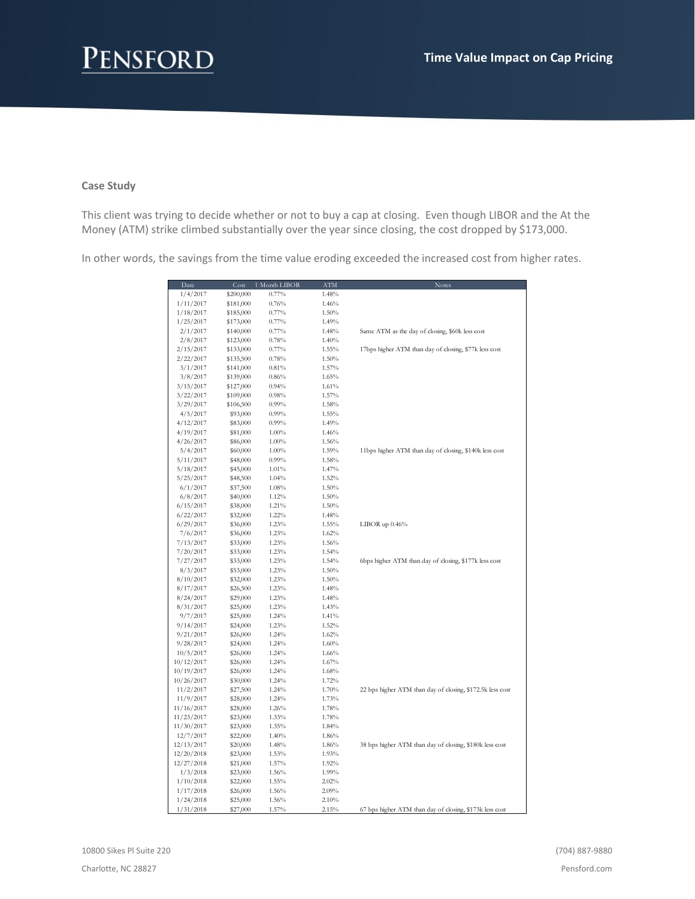### Case Study

This client was trying to decide whether or not to buy a cap at closing. Even though LIBOR and the At the Money (ATM) strike climbed substantially over the year since closing, the cost dropped by $173,000.

In other words, the savings from the time value eroding exceeded the increased cost from higher rates.

| Date | Cost | 1 Month LIBOR | ATM | Notes |
|---|---|---|---|---|
| 1/4/2017 | $200,000 | 0.77% | 1.48% | |
| 1/11/2017 | $181,000 | 0.76% | 1.46% | |
| 1/18/2017 | $185,000 | 0.77% | 1.50% | |
| 1/25/2017 | $173,000 | 0.77% | 1.49% | |
| 2/1/2017 | $140,000 | 0.77% | 1.48% | Same ATM as the day of closing, $60k less cost |
| 2/8/2017 | $123,000 | 0.78% | 1.40% | |
| 2/15/2017 | $133,000 | 0.77% | 1.55% | 17bps higher ATM than day of closing, $77k less cost |
| 2/22/2017 | $135,500 | 0.78% | 1.50% | |
| 3/1/2017 | $141,000 | 0.81% | 1.57% | |
| 3/8/2017 | $139,000 | 0.86% | 1.65% | |
| 3/15/2017 | $127,000 | 0.94% | 1.61% | |
| 3/22/2017 | $109,000 | 0.98% | 1.57% | |
| 3/29/2017 | $106,500 | 0.99% | 1.58% | |
| 4/5/2017 | $93,000 | 0.99% | 1.55% | |
| 4/12/2017 | $83,000 | 0.99% | 1.49% | |
| 4/19/2017 | $81,000 | 1.00% | 1.46% | |
| 4/26/2017 | $86,000 | 1.00% | 1.56% | |
| 5/4/2017 | $60,000 | 1.00% | 1.59% | 11bps higher ATM than day of closing, $140k less cost |
| 5/11/2017 | $48,000 | 0.99% | 1.58% | |
| 5/18/2017 | $45,000 | 1.01% | 1.47% | |
| 5/25/2017 | $48,500 | 1.04% | 1.52% | |
| 6/1/2017 | $37,500 | 1.08% | 1.50% | |
| 6/8/2017 | $40,000 | 1.12% | 1.50% | |
| 6/15/2017 | $38,000 | 1.21% | 1.50% | |
| 6/22/2017 | $32,000 | 1.22% | 1.48% | |
| 6/29/2017 | $36,000 | 1.23% | 1.55% | LIBOR up 0.46% |
| 7/6/2017 | $36,000 | 1.23% | 1.62% | |
| 7/13/2017 | $33,000 | 1.23% | 1.56% | |
| 7/20/2017 | $33,000 | 1.23% | 1.54% | |
| 7/27/2017 | $33,000 | 1.23% | 1.54% | 6bps higher ATM than day of closing, $177k less cost |
| 8/3/2017 | $53,000 | 1.23% | 1.50% | |
| 8/10/2017 | $32,000 | 1.23% | 1.50% | |
| 8/17/2017 | $26,500 | 1.23% | 1.48% | |
| 8/24/2017 | $29,000 | 1.23% | 1.48% | |
| 8/31/2017 | $25,000 | 1.23% | 1.43% | |
| 9/7/2017 | $25,000 | 1.24% | 1.41% | |
| 9/14/2017 | $24,000 | 1.23% | 1.52% | |
| 9/21/2017 | $26,000 | 1.24% | 1.62% | |
| 9/28/2017 | $24,000 | 1.24% | 1.60% | |
| 10/5/2017 | $26,000 | 1.24% | 1.66% | |
| 10/12/2017 | $26,000 | 1.24% | 1.67% | |
| 10/19/2017 | $26,000 | 1.24% | 1.68% | |
| 10/26/2017 | $30,000 | 1.24% | 1.72% | |
| 11/2/2017 | $27,500 | 1.24% | 1.70% | 22 bps higher ATM than day of closing, $172.5k less cost |
| 11/9/2017 | $28,000 | 1.24% | 1.73% | |
| 11/16/2017 | $28,000 | 1.26% | 1.78% | |
| 11/23/2017 | $23,000 | 1.33% | 1.78% | |
| 11/30/2017 | $23,000 | 1.35% | 1.84% | |
| 12/7/2017 | $22,000 | 1.40% | 1.86% | |
| 12/13/2017 | $20,000 | 1.48% | 1.86% | 38 bps higher ATM than day of closing, $180k less cost |
| 12/20/2018 | $23,000 | 1.53% | 1.93% | |
| 12/27/2018 | $21,000 | 1.57% | 1.92% | |
| 1/3/2018 | $23,000 | 1.56% | 1.99% | |
| 1/10/2018 | $22,000 | 1.55% | 2.02% | |
| 1/17/2018 | $26,000 | 1.56% | 2.09% | |
| 1/24/2018 | $25,000 | 1.56% | 2.10% | |
| 1/31/2018 | $27,000 | 1.57% | 2.15% | 67 bps higher ATM than day of closing, $173k less cost |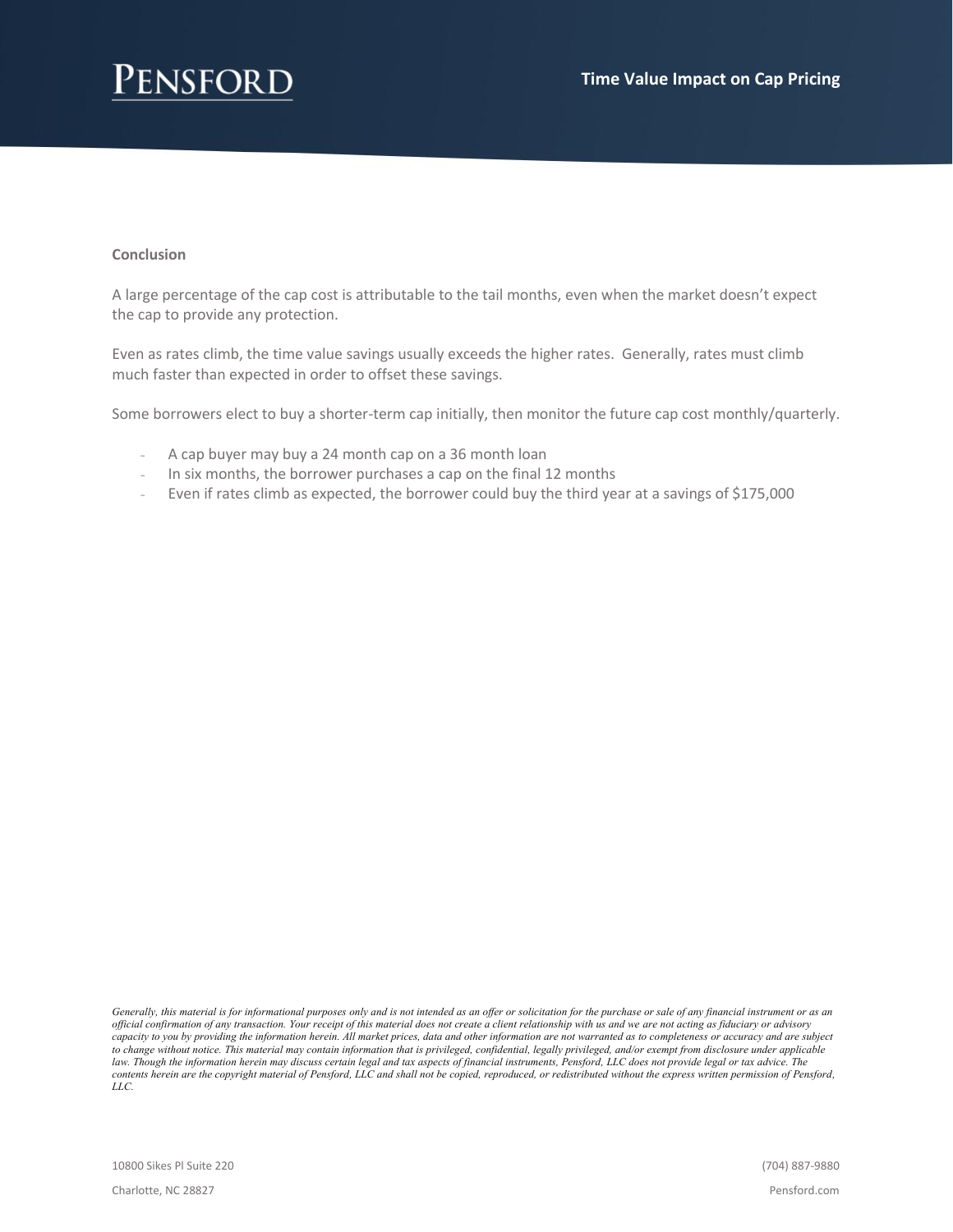**Conclusion**

A large percentage of the cap cost is attributable to the tail months, even when the market doesn't expect the cap to provide any protection.

Even as rates climb, the time value savings usually exceeds the higher rates. Generally, rates must climb much faster than expected in order to offset these savings.

Some borrowers elect to buy a shorter-term cap initially, then monitor the future cap cost monthly/quarterly.

- A cap buyer may buy a 24 month cap on a 36 month loan
- In six months, the borrower purchases a cap on the final 12 months
- Even if rates climb as expected, the borrower could buy the third year at a savings of $175,000

*Generally, this material is for informational purposes only and is not intended as an offer or solicitation for the purchase or sale of any financial instrument or as an official confirmation of any transaction. Your receipt of this material does not create a client relationship with us and we are not acting as fiduciary or advisory capacity to you by providing the information herein. All market prices, data and other information are not warranted as to completeness or accuracy and are subject to change without notice. This material may contain information that is privileged, confidential, legally privileged, and/or exempt from disclosure under applicable law. Though the information herein may discuss certain legal and tax aspects of financial instruments, Pensford, LLC does not provide legal or tax advice. The contents herein are the copyright material of Pensford, LLC and shall not be copied, reproduced, or redistributed without the express written permission of Pensford, LLC.*